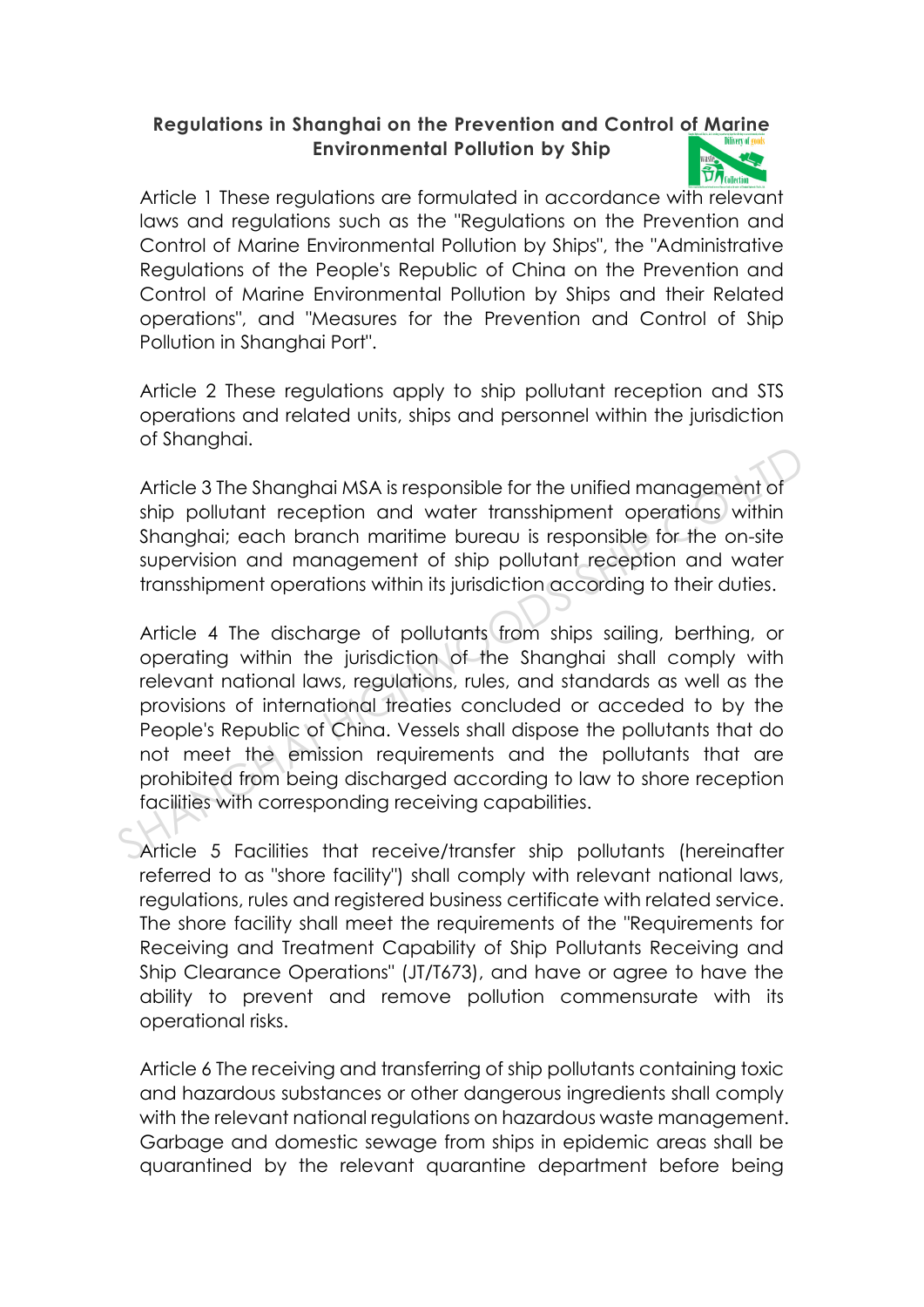**Regulations in Shanghai on the Prevention and Control of Marine Environmental Pollution by Ship**

Article 1 These regulations are formulated in accordance with relevant laws and regulations such as the "Regulations on the Prevention and Control of Marine Environmental Pollution by Ships", the "Administrative Regulations of the People's Republic of China on the Prevention and Control of Marine Environmental Pollution by Ships and their Related operations", and "Measures for the Prevention and Control of Ship Pollution in Shanghai Port".

Article 2 These regulations apply to ship pollutant reception and STS operations and related units, ships and personnel within the jurisdiction of Shanghai.

Article 3 The Shanghai MSA is responsible for the unified management of ship pollutant reception and water transshipment operations within Shanghai; each branch maritime bureau is responsible for the on-site supervision and management of ship pollutant reception and water transshipment operations within its jurisdiction according to their duties.

Article 4 The discharge of pollutants from ships sailing, berthing, or operating within the jurisdiction of the Shanghai shall comply with relevant national laws, regulations, rules, and standards as well as the provisions of international treaties concluded or acceded to by the People's Republic of China. Vessels shall dispose the pollutants that do not meet the emission requirements and the pollutants that are prohibited from being discharged according to law to shore reception facilities with corresponding receiving capabilities.

Article 5 Facilities that receive/transfer ship pollutants (hereinafter referred to as "shore facility") shall comply with relevant national laws, regulations, rules and registered business certificate with related service. The shore facility shall meet the requirements of the "Requirements for Receiving and Treatment Capability of Ship Pollutants Receiving and Ship Clearance Operations" (JT/T673), and have or agree to have the ability to prevent and remove pollution commensurate with its operational risks.

Article 6 The receiving and transferring of ship pollutants containing toxic and hazardous substances or other dangerous ingredients shall comply with the relevant national regulations on hazardous waste management. Garbage and domestic sewage from ships in epidemic areas shall be quarantined by the relevant quarantine department before being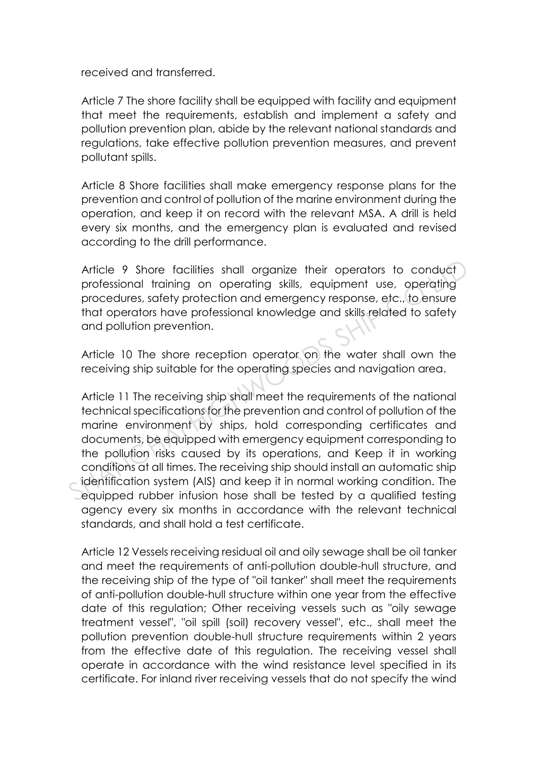received and transferred.

Article 7 The shore facility shall be equipped with facility and equipment that meet the requirements, establish and implement a safety and pollution prevention plan, abide by the relevant national standards and regulations, take effective pollution prevention measures, and prevent pollutant spills.

Article 8 Shore facilities shall make emergency response plans for the prevention and control of pollution of the marine environment during the operation, and keep it on record with the relevant MSA. A drill is held every six months, and the emergency plan is evaluated and revised according to the drill performance.

Article 9 Shore facilities shall organize their operators to conduct professional training on operating skills, equipment use, operating procedures, safety protection and emergency response, etc., to ensure that operators have professional knowledge and skills related to safety and pollution prevention.

Article 10 The shore reception operator on the water shall own the receiving ship suitable for the operating species and navigation area.

Article 11 The receiving ship shall meet the requirements of the national technical specifications for the prevention and control of pollution of the marine environment by ships, hold corresponding certificates and documents, be equipped with emergency equipment corresponding to the pollution risks caused by its operations, and Keep it in working conditions at all times. The receiving ship should install an automatic ship identification system (AIS) and keep it in normal working condition. The equipped rubber infusion hose shall be tested by a qualified testing agency every six months in accordance with the relevant technical standards, and shall hold a test certificate.

Article 12 Vessels receiving residual oil and oily sewage shall be oil tanker and meet the requirements of anti-pollution double-hull structure, and the receiving ship of the type of "oil tanker" shall meet the requirements of anti-pollution double-hull structure within one year from the effective date of this regulation; Other receiving vessels such as "oily sewage treatment vessel", "oil spill (soil) recovery vessel", etc., shall meet the pollution prevention double-hull structure requirements within 2 years from the effective date of this regulation. The receiving vessel shall operate in accordance with the wind resistance level specified in its certificate. For inland river receiving vessels that do not specify the wind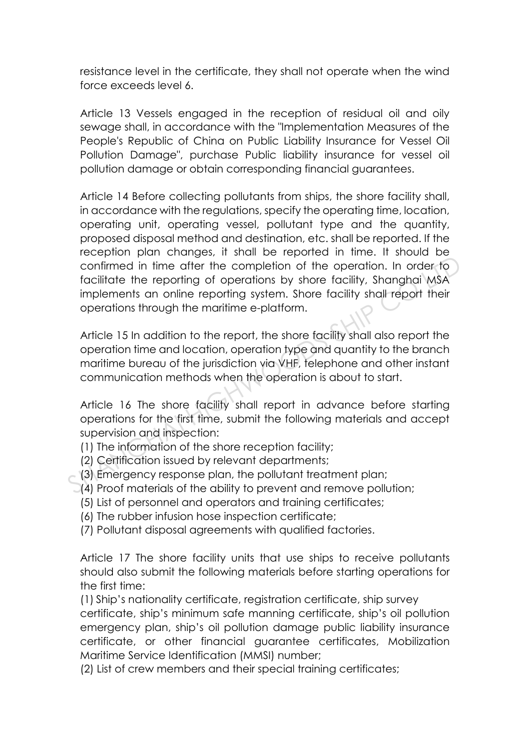resistance level in the certificate, they shall not operate when the wind force exceeds level 6.

Article 13 Vessels engaged in the reception of residual oil and oily sewage shall, in accordance with the "Implementation Measures of the People's Republic of China on Public Liability Insurance for Vessel Oil Pollution Damage", purchase Public liability insurance for vessel oil pollution damage or obtain corresponding financial guarantees.

Article 14 Before collecting pollutants from ships, the shore facility shall, in accordance with the regulations, specify the operating time, location, operating unit, operating vessel, pollutant type and the quantity, proposed disposal method and destination, etc. shall be reported. If the reception plan changes, it shall be reported in time. It should be confirmed in time after the completion of the operation. In order to facilitate the reporting of operations by shore facility, Shanghai MSA implements an online reporting system. Shore facility shall report their operations through the maritime e-platform.

Article 15 In addition to the report, the shore facility shall also report the operation time and location, operation type and quantity to the branch maritime bureau of the jurisdiction via VHF, telephone and other instant communication methods when the operation is about to start.

Article 16 The shore facility shall report in advance before starting operations for the first time, submit the following materials and accept supervision and inspection:
(1) The information of the shore reception facility;
(2) Certification issued by relevant departments;
(3) Emergency response plan, the pollutant treatment plan;
(4) Proof materials of the ability to prevent and remove pollution;
(5) List of personnel and operators and training certificates;
(6) The rubber infusion hose inspection certificate;
(7) Pollutant disposal agreements with qualified factories.

Article 17 The shore facility units that use ships to receive pollutants should also submit the following materials before starting operations for the first time:
(1) Ship's nationality certificate, registration certificate, ship survey certificate, ship's minimum safe manning certificate, ship's oil pollution emergency plan, ship's oil pollution damage public liability insurance certificate, or other financial guarantee certificates, Mobilization Maritime Service Identification (MMSI) number;
(2) List of crew members and their special training certificates;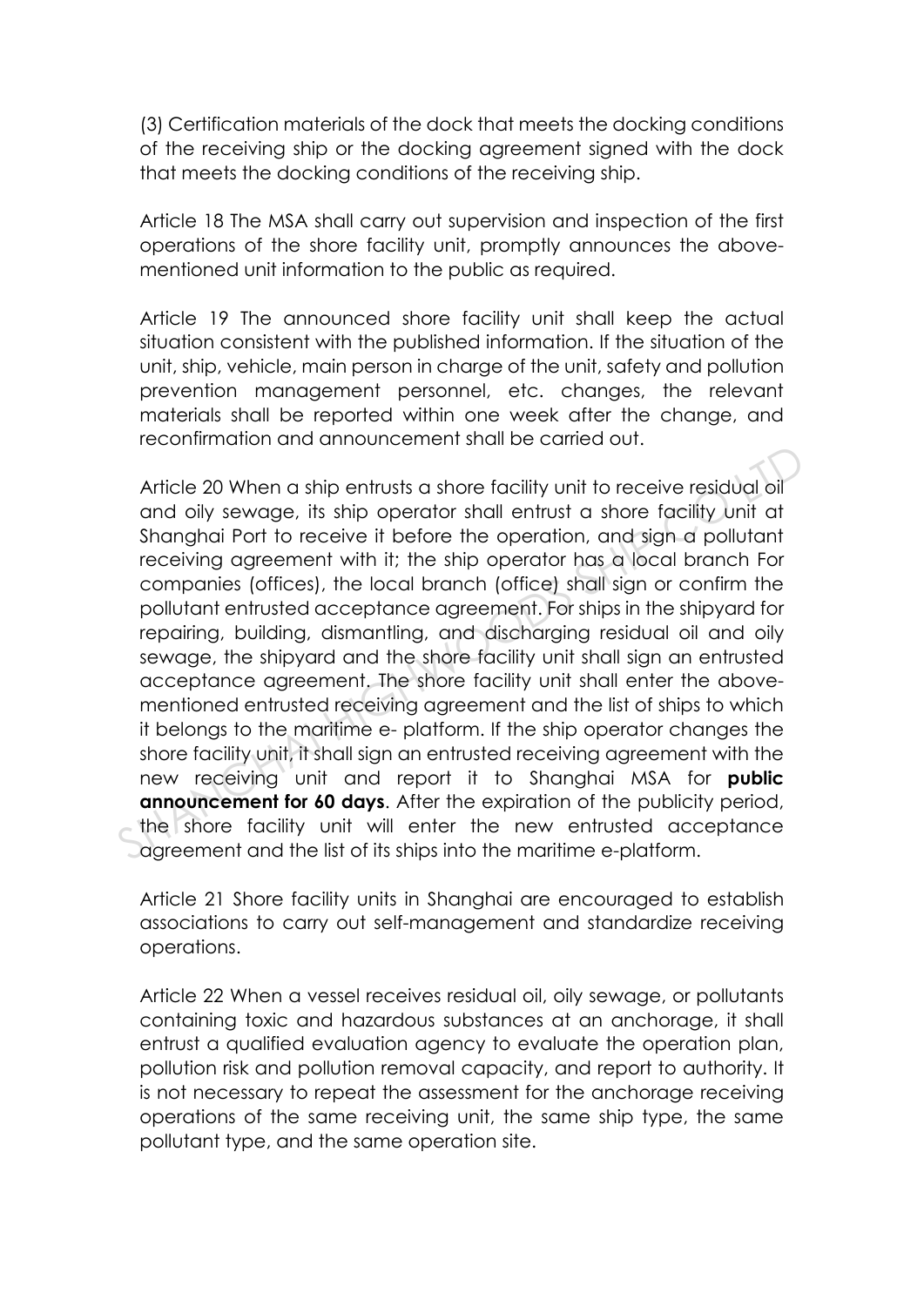(3) Certification materials of the dock that meets the docking conditions of the receiving ship or the docking agreement signed with the dock that meets the docking conditions of the receiving ship.

Article 18 The MSA shall carry out supervision and inspection of the first operations of the shore facility unit, promptly announces the above-mentioned unit information to the public as required.

Article 19 The announced shore facility unit shall keep the actual situation consistent with the published information. If the situation of the unit, ship, vehicle, main person in charge of the unit, safety and pollution prevention management personnel, etc. changes, the relevant materials shall be reported within one week after the change, and reconfirmation and announcement shall be carried out.

Article 20 When a ship entrusts a shore facility unit to receive residual oil and oily sewage, its ship operator shall entrust a shore facility unit at Shanghai Port to receive it before the operation, and sign a pollutant receiving agreement with it; the ship operator has a local branch For companies (offices), the local branch (office) shall sign or confirm the pollutant entrusted acceptance agreement. For ships in the shipyard for repairing, building, dismantling, and discharging residual oil and oily sewage, the shipyard and the shore facility unit shall sign an entrusted acceptance agreement. The shore facility unit shall enter the above-mentioned entrusted receiving agreement and the list of ships to which it belongs to the maritime e- platform. If the ship operator changes the shore facility unit, it shall sign an entrusted receiving agreement with the new receiving unit and report it to Shanghai MSA for **public announcement for 60 days**. After the expiration of the publicity period, the shore facility unit will enter the new entrusted acceptance agreement and the list of its ships into the maritime e-platform.

Article 21 Shore facility units in Shanghai are encouraged to establish associations to carry out self-management and standardize receiving operations.

Article 22 When a vessel receives residual oil, oily sewage, or pollutants containing toxic and hazardous substances at an anchorage, it shall entrust a qualified evaluation agency to evaluate the operation plan, pollution risk and pollution removal capacity, and report to authority. It is not necessary to repeat the assessment for the anchorage receiving operations of the same receiving unit, the same ship type, the same pollutant type, and the same operation site.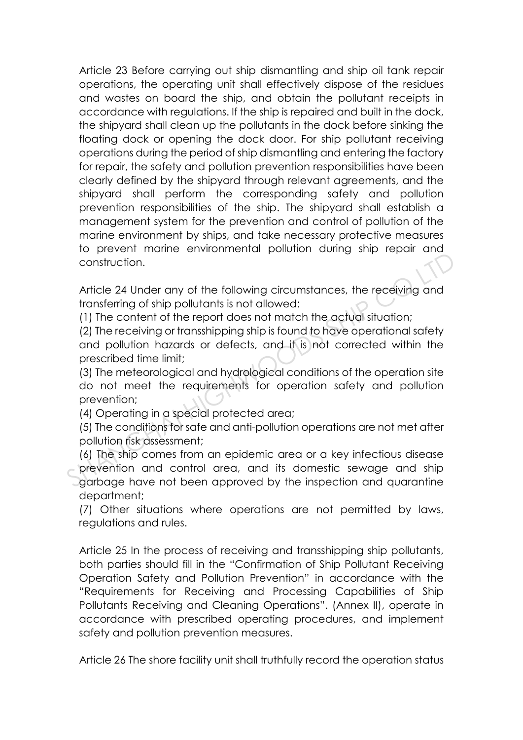Article 23 Before carrying out ship dismantling and ship oil tank repair operations, the operating unit shall effectively dispose of the residues and wastes on board the ship, and obtain the pollutant receipts in accordance with regulations. If the ship is repaired and built in the dock, the shipyard shall clean up the pollutants in the dock before sinking the floating dock or opening the dock door. For ship pollutant receiving operations during the period of ship dismantling and entering the factory for repair, the safety and pollution prevention responsibilities have been clearly defined by the shipyard through relevant agreements, and the shipyard shall perform the corresponding safety and pollution prevention responsibilities of the ship. The shipyard shall establish a management system for the prevention and control of pollution of the marine environment by ships, and take necessary protective measures to prevent marine environmental pollution during ship repair and construction.

Article 24 Under any of the following circumstances, the receiving and transferring of ship pollutants is not allowed:
(1) The content of the report does not match the actual situation;
(2) The receiving or transshipping ship is found to have operational safety and pollution hazards or defects, and it is not corrected within the prescribed time limit;
(3) The meteorological and hydrological conditions of the operation site do not meet the requirements for operation safety and pollution prevention;
(4) Operating in a special protected area;
(5) The conditions for safe and anti-pollution operations are not met after pollution risk assessment;
(6) The ship comes from an epidemic area or a key infectious disease prevention and control area, and its domestic sewage and ship garbage have not been approved by the inspection and quarantine department;
(7) Other situations where operations are not permitted by laws, regulations and rules.

Article 25 In the process of receiving and transshipping ship pollutants, both parties should fill in the "Confirmation of Ship Pollutant Receiving Operation Safety and Pollution Prevention" in accordance with the "Requirements for Receiving and Processing Capabilities of Ship Pollutants Receiving and Cleaning Operations". (Annex II), operate in accordance with prescribed operating procedures, and implement safety and pollution prevention measures.

Article 26 The shore facility unit shall truthfully record the operation status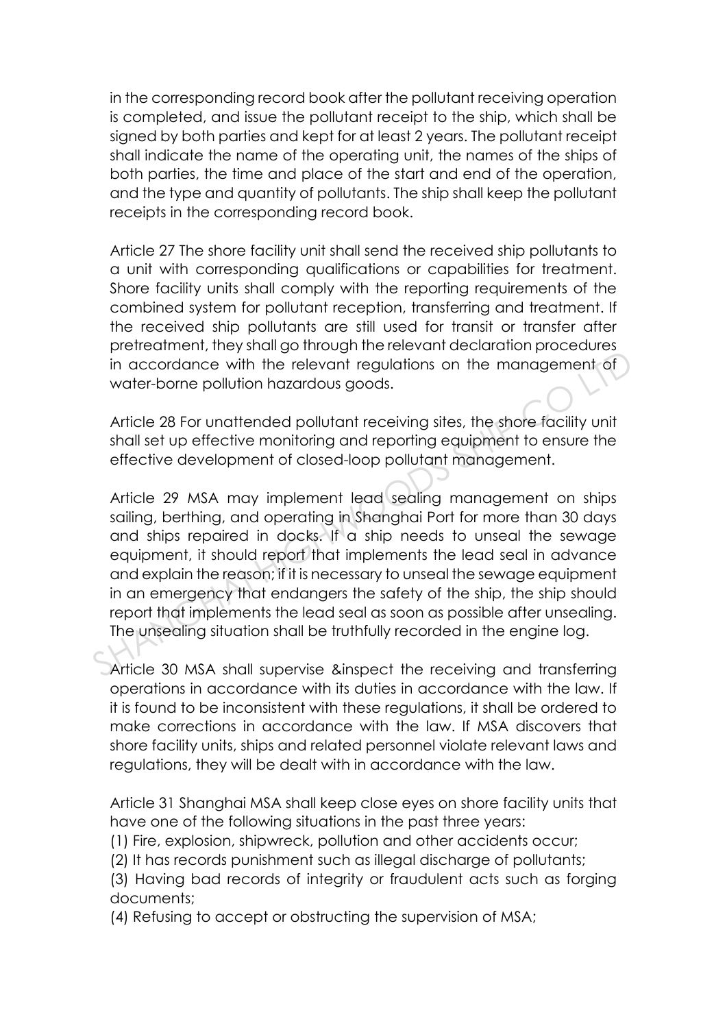in the corresponding record book after the pollutant receiving operation is completed, and issue the pollutant receipt to the ship, which shall be signed by both parties and kept for at least 2 years. The pollutant receipt shall indicate the name of the operating unit, the names of the ships of both parties, the time and place of the start and end of the operation, and the type and quantity of pollutants. The ship shall keep the pollutant receipts in the corresponding record book.

Article 27 The shore facility unit shall send the received ship pollutants to a unit with corresponding qualifications or capabilities for treatment. Shore facility units shall comply with the reporting requirements of the combined system for pollutant reception, transferring and treatment. If the received ship pollutants are still used for transit or transfer after pretreatment, they shall go through the relevant declaration procedures in accordance with the relevant regulations on the management of water-borne pollution hazardous goods.

Article 28 For unattended pollutant receiving sites, the shore facility unit shall set up effective monitoring and reporting equipment to ensure the effective development of closed-loop pollutant management.

Article 29 MSA may implement lead sealing management on ships sailing, berthing, and operating in Shanghai Port for more than 30 days and ships repaired in docks. If a ship needs to unseal the sewage equipment, it should report that implements the lead seal in advance and explain the reason; if it is necessary to unseal the sewage equipment in an emergency that endangers the safety of the ship, the ship should report that implements the lead seal as soon as possible after unsealing. The unsealing situation shall be truthfully recorded in the engine log.

Article 30 MSA shall supervise &inspect the receiving and transferring operations in accordance with its duties in accordance with the law. If it is found to be inconsistent with these regulations, it shall be ordered to make corrections in accordance with the law. If MSA discovers that shore facility units, ships and related personnel violate relevant laws and regulations, they will be dealt with in accordance with the law.

Article 31 Shanghai MSA shall keep close eyes on shore facility units that have one of the following situations in the past three years:

(1) Fire, explosion, shipwreck, pollution and other accidents occur;

(2) It has records punishment such as illegal discharge of pollutants;

(3) Having bad records of integrity or fraudulent acts such as forging documents;

(4) Refusing to accept or obstructing the supervision of MSA;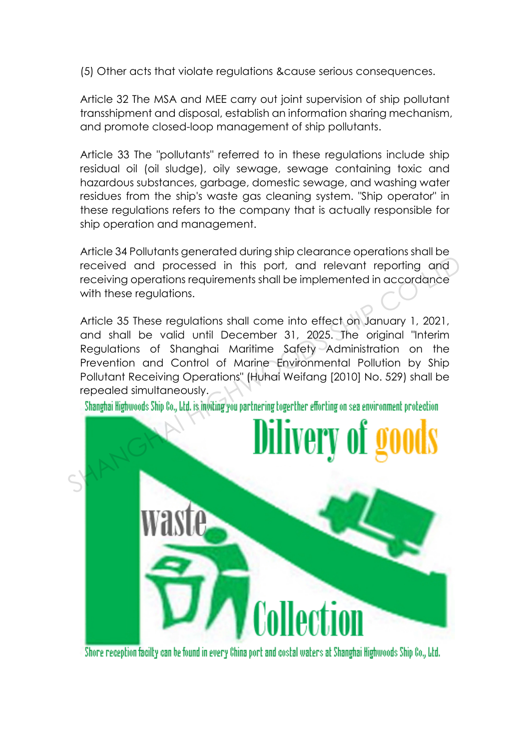(5) Other acts that violate regulations &cause serious consequences.

Article 32 The MSA and MEE carry out joint supervision of ship pollutant transshipment and disposal, establish an information sharing mechanism, and promote closed-loop management of ship pollutants.

Article 33 The "pollutants" referred to in these regulations include ship residual oil (oil sludge), oily sewage, sewage containing toxic and hazardous substances, garbage, domestic sewage, and washing water residues from the ship's waste gas cleaning system. "Ship operator" in these regulations refers to the company that is actually responsible for ship operation and management.

Article 34 Pollutants generated during ship clearance operations shall be received and processed in this port, and relevant reporting and receiving operations requirements shall be implemented in accordance with these regulations.

Article 35 These regulations shall come into effect on January 1, 2021, and shall be valid until December 31, 2025. The original "Interim Regulations of Shanghai Maritime Safety Administration on the Prevention and Control of Marine Environmental Pollution by Ship Pollutant Receiving Operations" (Huhai Weifang [2010] No. 529) shall be repealed simultaneously.

Shanghai Highwoods Ship Co., Ltd. is inviting you partnering togerther efforting on sea environment protection

Dilivery of goods

waste

Collection

Shore reception facilty can be found in every China port and costal waters at Shanghai Highwoods Ship Co., Ltd.